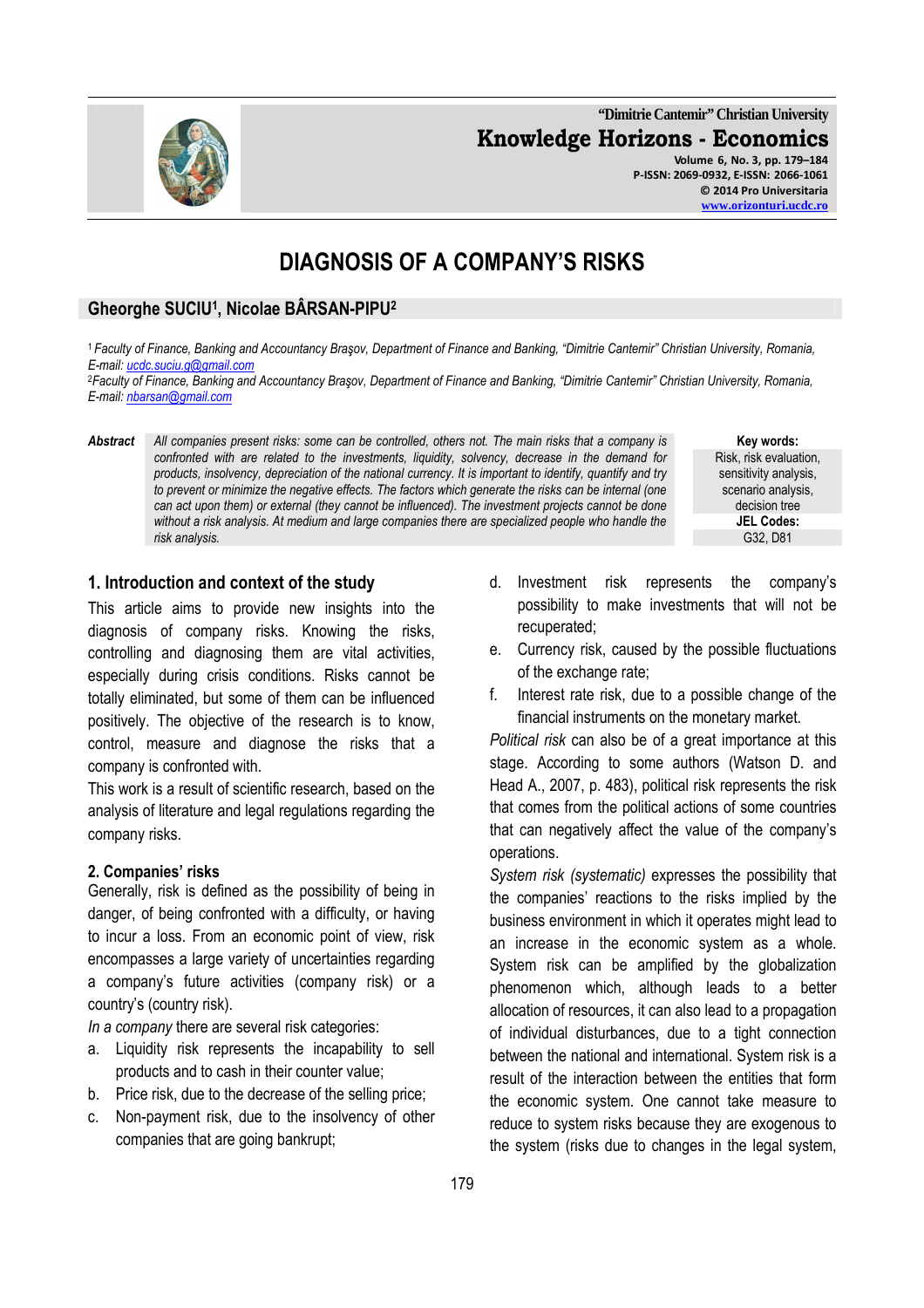# DIAGNOSIS OF A COMPANY'S RISKS

## Gheorghe SUCIU[1], Nicolae BÂRSAN-PIPU[2]

[1] *Faculty of Finance, Banking and Accountancy Braşov, Department of Finance and Banking, "Dimitrie Cantemir" Christian University, Romania, E-mail: ucdc.suciu.g@gmail.com*

[2] *Faculty of Finance, Banking and Accountancy Braşov, Department of Finance and Banking, "Dimitrie Cantemir" Christian University, Romania, E-mail: nbarsan@gmail.com*

***Abstract*** *All companies present risks: some can be controlled, others not. The main risks that a company is confronted with are related to the investments, liquidity, solvency, decrease in the demand for products, insolvency, depreciation of the national currency. It is important to identify, quantify and try to prevent or minimize the negative effects. The factors which generate the risks can be internal (one can act upon them) or external (they cannot be influenced). The investment projects cannot be done without a risk analysis. At medium and large companies there are specialized people who handle the risk analysis.*

**Key words:** Risk, risk evaluation, sensitivity analysis, scenario analysis, decision tree

**JEL Codes:** G32, D81

## 1. Introduction and context of the study

This article aims to provide new insights into the diagnosis of company risks. Knowing the risks, controlling and diagnosing them are vital activities, especially during crisis conditions. Risks cannot be totally eliminated, but some of them can be influenced positively. The objective of the research is to know, control, measure and diagnose the risks that a company is confronted with.

This work is a result of scientific research, based on the analysis of literature and legal regulations regarding the company risks.

## 2. Companies' risks

Generally, risk is defined as the possibility of being in danger, of being confronted with a difficulty, or having to incur a loss. From an economic point of view, risk encompasses a large variety of uncertainties regarding a company's future activities (company risk) or a country's (country risk).

*In a company* there are several risk categories:

a. Liquidity risk represents the incapability to sell products and to cash in their counter value;
b. Price risk, due to the decrease of the selling price;
c. Non-payment risk, due to the insolvency of other companies that are going bankrupt;
d. Investment risk represents the company's possibility to make investments that will not be recuperated;
e. Currency risk, caused by the possible fluctuations of the exchange rate;
f. Interest rate risk, due to a possible change of the financial instruments on the monetary market.

*Political risk* can also be of a great importance at this stage. According to some authors (Watson D. and Head A., 2007, p. 483), political risk represents the risk that comes from the political actions of some countries that can negatively affect the value of the company's operations.

*System risk (systematic)* expresses the possibility that the companies' reactions to the risks implied by the business environment in which it operates might lead to an increase in the economic system as a whole. System risk can be amplified by the globalization phenomenon which, although leads to a better allocation of resources, it can also lead to a propagation of individual disturbances, due to a tight connection between the national and international. System risk is a result of the interaction between the entities that form the economic system. One cannot take measure to reduce to system risks because they are exogenous to the system (risks due to changes in the legal system,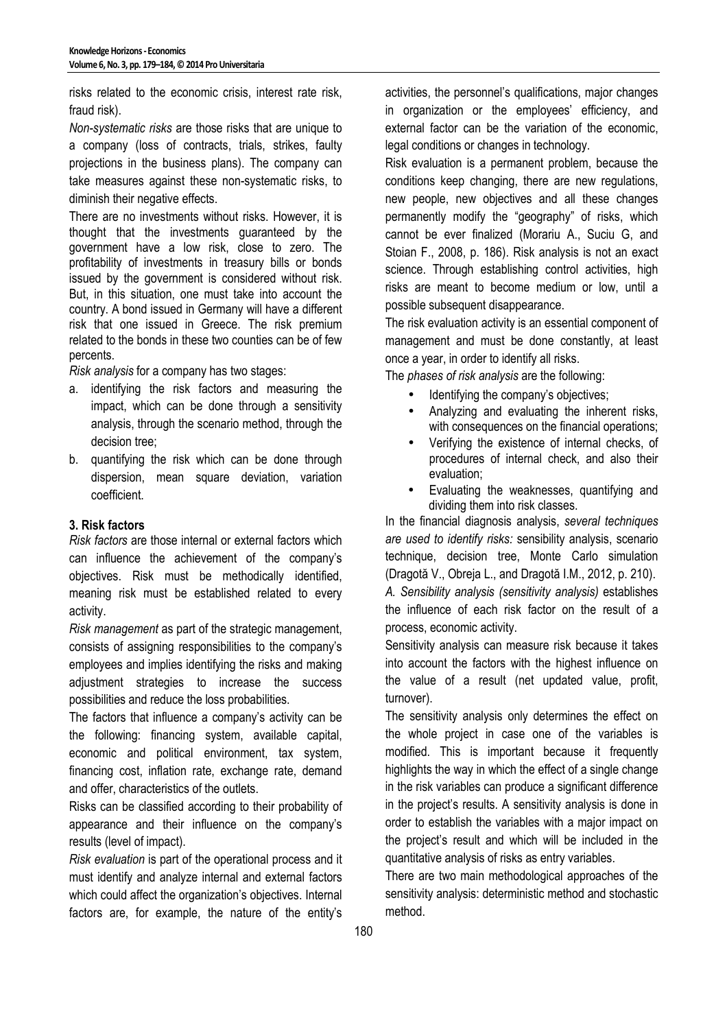risks related to the economic crisis, interest rate risk, fraud risk).

*Non-systematic risks* are those risks that are unique to a company (loss of contracts, trials, strikes, faulty projections in the business plans). The company can take measures against these non-systematic risks, to diminish their negative effects.

There are no investments without risks. However, it is thought that the investments guaranteed by the government have a low risk, close to zero. The profitability of investments in treasury bills or bonds issued by the government is considered without risk. But, in this situation, one must take into account the country. A bond issued in Germany will have a different risk that one issued in Greece. The risk premium related to the bonds in these two counties can be of few percents.

*Risk analysis* for a company has two stages:

a. identifying the risk factors and measuring the impact, which can be done through a sensitivity analysis, through the scenario method, through the decision tree;
b. quantifying the risk which can be done through dispersion, mean square deviation, variation coefficient.

### 3. Risk factors

*Risk factors* are those internal or external factors which can influence the achievement of the company's objectives. Risk must be methodically identified, meaning risk must be established related to every activity.

*Risk management* as part of the strategic management, consists of assigning responsibilities to the company's employees and implies identifying the risks and making adjustment strategies to increase the success possibilities and reduce the loss probabilities.

The factors that influence a company's activity can be the following: financing system, available capital, economic and political environment, tax system, financing cost, inflation rate, exchange rate, demand and offer, characteristics of the outlets.

Risks can be classified according to their probability of appearance and their influence on the company's results (level of impact).

*Risk evaluation* is part of the operational process and it must identify and analyze internal and external factors which could affect the organization's objectives. Internal factors are, for example, the nature of the entity's activities, the personnel's qualifications, major changes in organization or the employees' efficiency, and external factor can be the variation of the economic, legal conditions or changes in technology.

Risk evaluation is a permanent problem, because the conditions keep changing, there are new regulations, new people, new objectives and all these changes permanently modify the "geography" of risks, which cannot be ever finalized (Morariu A., Suciu G, and Stoian F., 2008, p. 186). Risk analysis is not an exact science. Through establishing control activities, high risks are meant to become medium or low, until a possible subsequent disappearance.

The risk evaluation activity is an essential component of management and must be done constantly, at least once a year, in order to identify all risks.

The *phases of risk analysis* are the following:

- Identifying the company's objectives;
- Analyzing and evaluating the inherent risks, with consequences on the financial operations;
- Verifying the existence of internal checks, of procedures of internal check, and also their evaluation;
- Evaluating the weaknesses, quantifying and dividing them into risk classes.

In the financial diagnosis analysis, *several techniques are used to identify risks:* sensibility analysis, scenario technique, decision tree, Monte Carlo simulation (Dragotă V., Obreja L., and Dragotă I.M., 2012, p. 210).

*A. Sensibility analysis (sensitivity analysis)* establishes the influence of each risk factor on the result of a process, economic activity.

Sensitivity analysis can measure risk because it takes into account the factors with the highest influence on the value of a result (net updated value, profit, turnover).

The sensitivity analysis only determines the effect on the whole project in case one of the variables is modified. This is important because it frequently highlights the way in which the effect of a single change in the risk variables can produce a significant difference in the project's results. A sensitivity analysis is done in order to establish the variables with a major impact on the project's result and which will be included in the quantitative analysis of risks as entry variables.

There are two main methodological approaches of the sensitivity analysis: deterministic method and stochastic method.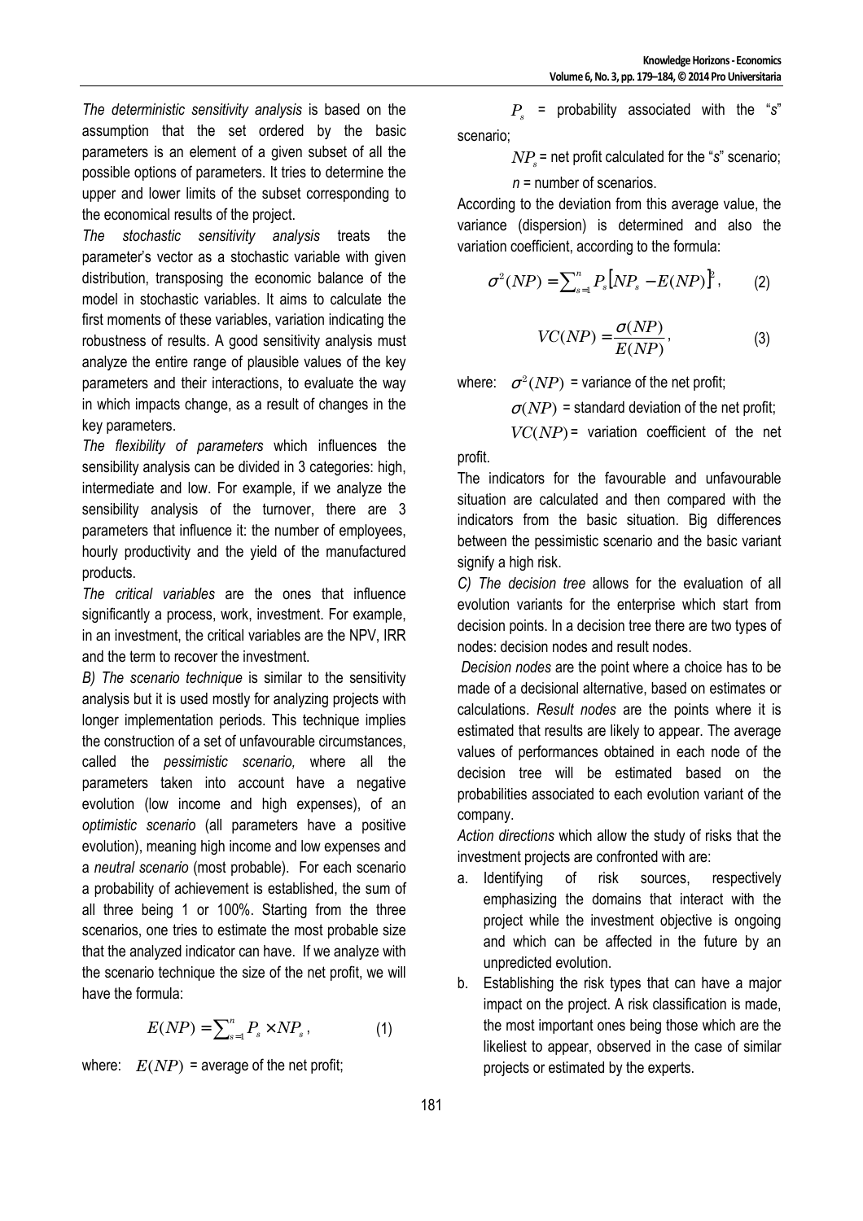*The deterministic sensitivity analysis* is based on the assumption that the set ordered by the basic parameters is an element of a given subset of all the possible options of parameters. It tries to determine the upper and lower limits of the subset corresponding to the economical results of the project.

*The stochastic sensitivity analysis* treats the parameter's vector as a stochastic variable with given distribution, transposing the economic balance of the model in stochastic variables. It aims to calculate the first moments of these variables, variation indicating the robustness of results. A good sensitivity analysis must analyze the entire range of plausible values of the key parameters and their interactions, to evaluate the way in which impacts change, as a result of changes in the key parameters.

*The flexibility of parameters* which influences the sensibility analysis can be divided in 3 categories: high, intermediate and low. For example, if we analyze the sensibility analysis of the turnover, there are 3 parameters that influence it: the number of employees, hourly productivity and the yield of the manufactured products.

*The critical variables* are the ones that influence significantly a process, work, investment. For example, in an investment, the critical variables are the NPV, IRR and the term to recover the investment.

*B) The scenario technique* is similar to the sensitivity analysis but it is used mostly for analyzing projects with longer implementation periods. This technique implies the construction of a set of unfavourable circumstances, called the *pessimistic scenario,* where all the parameters taken into account have a negative evolution (low income and high expenses), of an *optimistic scenario* (all parameters have a positive evolution), meaning high income and low expenses and a *neutral scenario* (most probable). For each scenario a probability of achievement is established, the sum of all three being 1 or 100%. Starting from the three scenarios, one tries to estimate the most probable size that the analyzed indicator can have. If we analyze with the scenario technique the size of the net profit, we will have the formula:

$$E(NP) = \sum_{s=1}^{n} P_s \times NP_s, \qquad (1)$$

where: $E(NP)$ = average of the net profit;

$P_s$ = probability associated with the "*s*" scenario;

$NP_s$ = net profit calculated for the "*s*" scenario;

*n* = number of scenarios.

According to the deviation from this average value, the variance (dispersion) is determined and also the variation coefficient, according to the formula:

$$\sigma^2(NP) = \sum_{s=1}^{n} P_s \left[NP_s - E(NP)\right]^2, \qquad (2)$$

$$VC(NP) = \frac{\sigma(NP)}{E(NP)}, \qquad (3)$$

where: $\sigma^2(NP)$ = variance of the net profit;

$\sigma(NP)$ = standard deviation of the net profit;

$VC(NP)$ = variation coefficient of the net profit.

The indicators for the favourable and unfavourable situation are calculated and then compared with the indicators from the basic situation. Big differences between the pessimistic scenario and the basic variant signify a high risk.

*C) The decision tree* allows for the evaluation of all evolution variants for the enterprise which start from decision points. In a decision tree there are two types of nodes: decision nodes and result nodes.

*Decision nodes* are the point where a choice has to be made of a decisional alternative, based on estimates or calculations. *Result nodes* are the points where it is estimated that results are likely to appear. The average values of performances obtained in each node of the decision tree will be estimated based on the probabilities associated to each evolution variant of the company.

*Action directions* which allow the study of risks that the investment projects are confronted with are:

a. Identifying of risk sources, respectively emphasizing the domains that interact with the project while the investment objective is ongoing and which can be affected in the future by an unpredicted evolution.
b. Establishing the risk types that can have a major impact on the project. A risk classification is made, the most important ones being those which are the likeliest to appear, observed in the case of similar projects or estimated by the experts.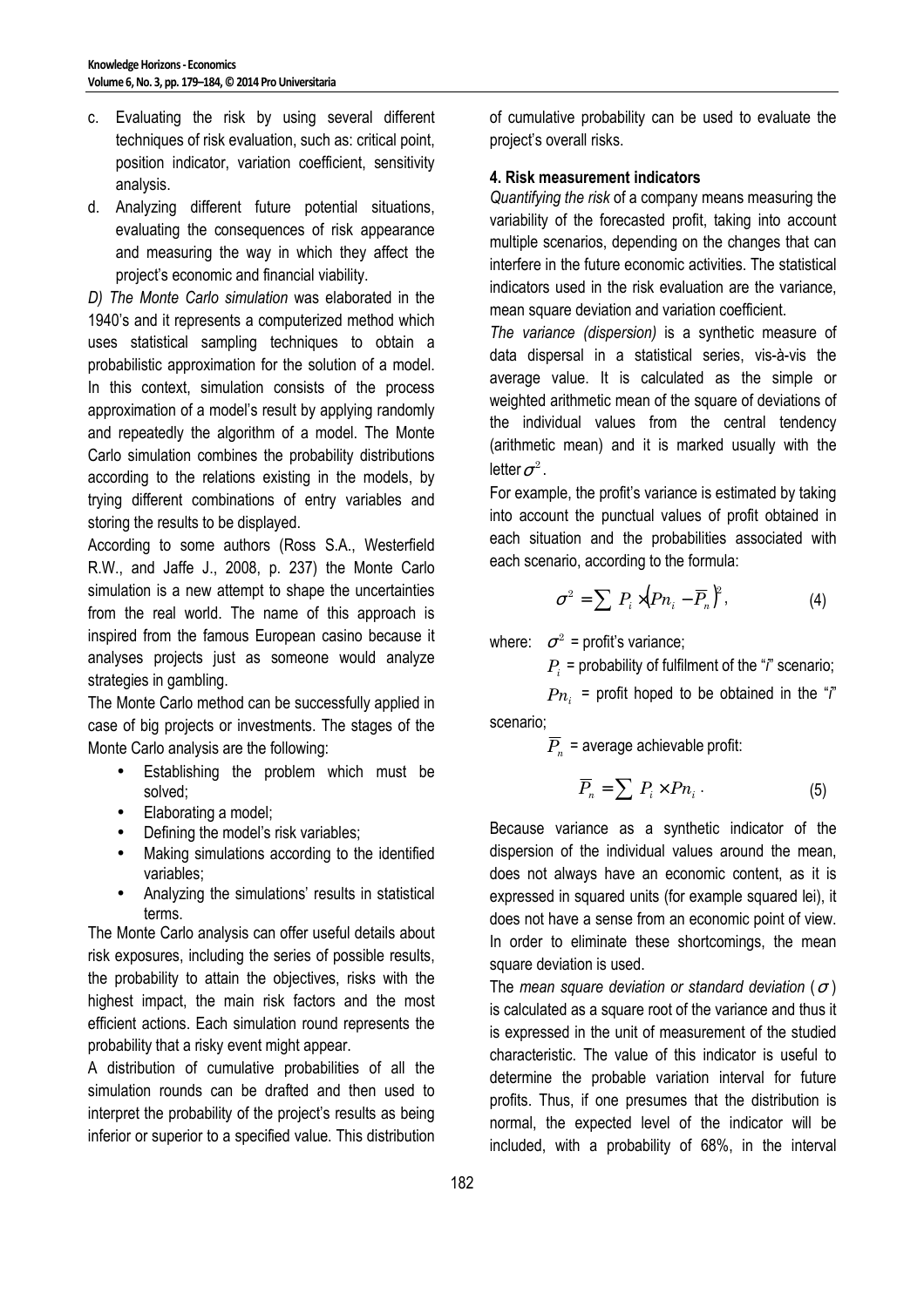c. Evaluating the risk by using several different techniques of risk evaluation, such as: critical point, position indicator, variation coefficient, sensitivity analysis.
d. Analyzing different future potential situations, evaluating the consequences of risk appearance and measuring the way in which they affect the project's economic and financial viability.

*D) The Monte Carlo simulation* was elaborated in the 1940's and it represents a computerized method which uses statistical sampling techniques to obtain a probabilistic approximation for the solution of a model. In this context, simulation consists of the process approximation of a model's result by applying randomly and repeatedly the algorithm of a model. The Monte Carlo simulation combines the probability distributions according to the relations existing in the models, by trying different combinations of entry variables and storing the results to be displayed.

According to some authors (Ross S.A., Westerfield R.W., and Jaffe J., 2008, p. 237) the Monte Carlo simulation is a new attempt to shape the uncertainties from the real world. The name of this approach is inspired from the famous European casino because it analyses projects just as someone would analyze strategies in gambling.

The Monte Carlo method can be successfully applied in case of big projects or investments. The stages of the Monte Carlo analysis are the following:

- Establishing the problem which must be solved;
- Elaborating a model;
- Defining the model's risk variables;
- Making simulations according to the identified variables;
- Analyzing the simulations' results in statistical terms.

The Monte Carlo analysis can offer useful details about risk exposures, including the series of possible results, the probability to attain the objectives, risks with the highest impact, the main risk factors and the most efficient actions. Each simulation round represents the probability that a risky event might appear.

A distribution of cumulative probabilities of all the simulation rounds can be drafted and then used to interpret the probability of the project's results as being inferior or superior to a specified value. This distribution of cumulative probability can be used to evaluate the project's overall risks.

### 4. Risk measurement indicators

*Quantifying the risk* of a company means measuring the variability of the forecasted profit, taking into account multiple scenarios, depending on the changes that can interfere in the future economic activities. The statistical indicators used in the risk evaluation are the variance, mean square deviation and variation coefficient.

*The variance (dispersion)* is a synthetic measure of data dispersal in a statistical series, vis-à-vis the average value. It is calculated as the simple or weighted arithmetic mean of the square of deviations of the individual values from the central tendency (arithmetic mean) and it is marked usually with the letter $\sigma^2$.

For example, the profit's variance is estimated by taking into account the punctual values of profit obtained in each situation and the probabilities associated with each scenario, according to the formula:

$$\sigma^2 = \sum P_i \times (Pn_i - \overline{P}_n)^2, \tag{4}$$

where: $\sigma^2$ = profit's variance;

$P_i$ = probability of fulfilment of the "*i*" scenario;

$Pn_i$ = profit hoped to be obtained in the "*i*" scenario;

$\overline{P}_n$ = average achievable profit:

$$\overline{P}_n = \sum P_i \times Pn_i. \tag{5}$$

Because variance as a synthetic indicator of the dispersion of the individual values around the mean, does not always have an economic content, as it is expressed in squared units (for example squared lei), it does not have a sense from an economic point of view. In order to eliminate these shortcomings, the mean square deviation is used.

The *mean square deviation or standard deviation* ($\sigma$) is calculated as a square root of the variance and thus it is expressed in the unit of measurement of the studied characteristic. The value of this indicator is useful to determine the probable variation interval for future profits. Thus, if one presumes that the distribution is normal, the expected level of the indicator will be included, with a probability of 68%, in the interval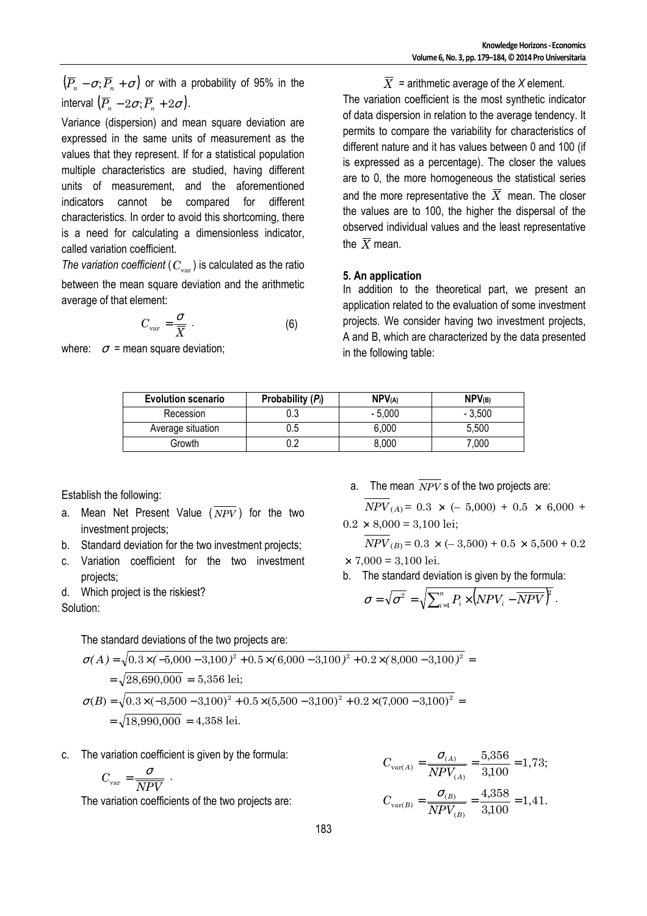$(\overline{P}_n - \sigma; \overline{P}_n + \sigma)$ or with a probability of 95% in the interval $(\overline{P}_n - 2\sigma; \overline{P}_n + 2\sigma)$.

Variance (dispersion) and mean square deviation are expressed in the same units of measurement as the values that they represent. If for a statistical population multiple characteristics are studied, having different units of measurement, and the aforementioned indicators cannot be compared for different characteristics. In order to avoid this shortcoming, there is a need for calculating a dimensionless indicator, called variation coefficient.

*The variation coefficient* ($C_{\text{var}}$) is calculated as the ratio between the mean square deviation and the arithmetic average of that element:

$$C_{\text{var}} = \frac{\sigma}{\overline{X}} \,. \tag{6}$$

where: $\sigma$ = mean square deviation;

$\overline{X}$ = arithmetic average of the *X* element.

The variation coefficient is the most synthetic indicator of data dispersion in relation to the average tendency. It permits to compare the variability for characteristics of different nature and it has values between 0 and 100 (if is expressed as a percentage). The closer the values are to 0, the more homogeneous the statistical series and the more representative the $\overline{X}$ mean. The closer the values are to 100, the higher the dispersal of the observed individual values and the least representative the $\overline{X}$ mean.

### 5. An application

In addition to the theoretical part, we present an application related to the evaluation of some investment projects. We consider having two investment projects, A and B, which are characterized by the data presented in the following table:

| Evolution scenario | Probability ($P_i$) | NPV(A) | NPV(B) |
|---|---|---|---|
| Recession | 0.3 | - 5,000 | - 3,500 |
| Average situation | 0.5 | 6,000 | 5,500 |
| Growth | 0.2 | 8,000 | 7,000 |

Establish the following:

a. Mean Net Present Value ($\overline{NPV}$) for the two investment projects;
b. Standard deviation for the two investment projects;
c. Variation coefficient for the two investment projects;
d. Which project is the riskiest?

Solution:

a. The mean $\overline{NPV}$ s of the two projects are:

$\overline{NPV}_{(A)} = 0.3 \times (-5{,}000) + 0.5 \times 6{,}000 + 0.2 \times 8{,}000 = 3{,}100$ lei;

$\overline{NPV}_{(B)} = 0.3 \times (-3{,}500) + 0.5 \times 5{,}500 + 0.2 \times 7{,}000 = 3{,}100$ lei.

b. The standard deviation is given by the formula:

$$\sigma = \sqrt{\sigma^2} = \sqrt{\sum_{i=1}^{n} P_i \times \left(NPV_i - \overline{NPV}\right)^2} \,.$$

The standard deviations of the two projects are:

$$\sigma(A) = \sqrt{0.3 \times (-5{,}000 - 3{,}100)^2 + 0.5 \times (6{,}000 - 3{,}100)^2 + 0.2 \times (8{,}000 - 3{,}100)^2} = $$
$$= \sqrt{28{,}690{,}000} = 5{,}356 \text{ lei};$$
$$\sigma(B) = \sqrt{0.3 \times (-3{,}500 - 3{,}100)^2 + 0.5 \times (5{,}500 - 3{,}100)^2 + 0.2 \times (7{,}000 - 3{,}100)^2} = $$
$$= \sqrt{18{,}990{,}000} = 4{,}358 \text{ lei}.$$

c. The variation coefficient is given by the formula:

$$C_{\text{var}} = \frac{\sigma}{\overline{NPV}} \,.$$

The variation coefficients of the two projects are:

$$C_{\text{var}(A)} = \frac{\sigma_{(A)}}{\overline{NPV}_{(A)}} = \frac{5{,}356}{3{,}100} = 1{,}73;$$

$$C_{\text{var}(B)} = \frac{\sigma_{(B)}}{\overline{NPV}_{(B)}} = \frac{4{,}358}{3{,}100} = 1{,}41.$$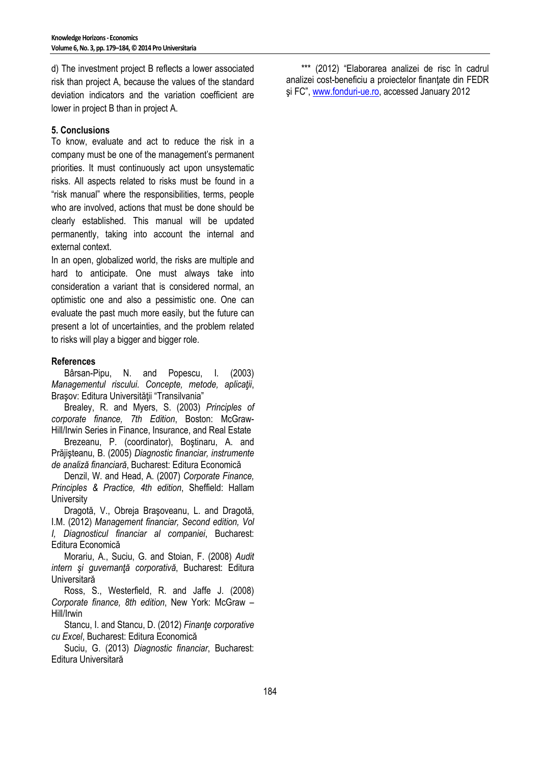d) The investment project B reflects a lower associated risk than project A, because the values of the standard deviation indicators and the variation coefficient are lower in project B than in project A.

## 5. Conclusions

To know, evaluate and act to reduce the risk in a company must be one of the management's permanent priorities. It must continuously act upon unsystematic risks. All aspects related to risks must be found in a "risk manual" where the responsibilities, terms, people who are involved, actions that must be done should be clearly established. This manual will be updated permanently, taking into account the internal and external context.

In an open, globalized world, the risks are multiple and hard to anticipate. One must always take into consideration a variant that is considered normal, an optimistic one and also a pessimistic one. One can evaluate the past much more easily, but the future can present a lot of uncertainties, and the problem related to risks will play a bigger and bigger role.

## References

Bârsan-Pipu, N. and Popescu, I. (2003) *Managementul riscului. Concepte, metode, aplicaţii*, Braşov: Editura Universităţii "Transilvania"

Brealey, R. and Myers, S. (2003) *Principles of corporate finance, 7th Edition*, Boston: McGraw-Hill/Irwin Series in Finance, Insurance, and Real Estate

Brezeanu, P. (coordinator), Boştinaru, A. and Prăjişteanu, B. (2005) *Diagnostic financiar, instrumente de analiză financiară*, Bucharest: Editura Economică

Denzil, W. and Head, A. (2007) *Corporate Finance, Principles & Practice, 4th edition*, Sheffield: Hallam University

Dragotă, V., Obreja Braşoveanu, L. and Dragotă, I.M. (2012) *Management financiar, Second edition, Vol I, Diagnosticul financiar al companiei*, Bucharest: Editura Economică

Morariu, A., Suciu, G. and Stoian, F. (2008) *Audit intern şi guvernanţă corporativă*, Bucharest: Editura Universitară

Ross, S., Westerfield, R. and Jaffe J. (2008) *Corporate finance, 8th edition*, New York: McGraw – Hill/Irwin

Stancu, I. and Stancu, D. (2012) *Finanţe corporative cu Excel*, Bucharest: Editura Economică

Suciu, G. (2013) *Diagnostic financiar*, Bucharest: Editura Universitară

*** (2012) "Elaborarea analizei de risc în cadrul analizei cost-beneficiu a proiectelor finanţate din FEDR şi FC", www.fonduri-ue.ro, accessed January 2012